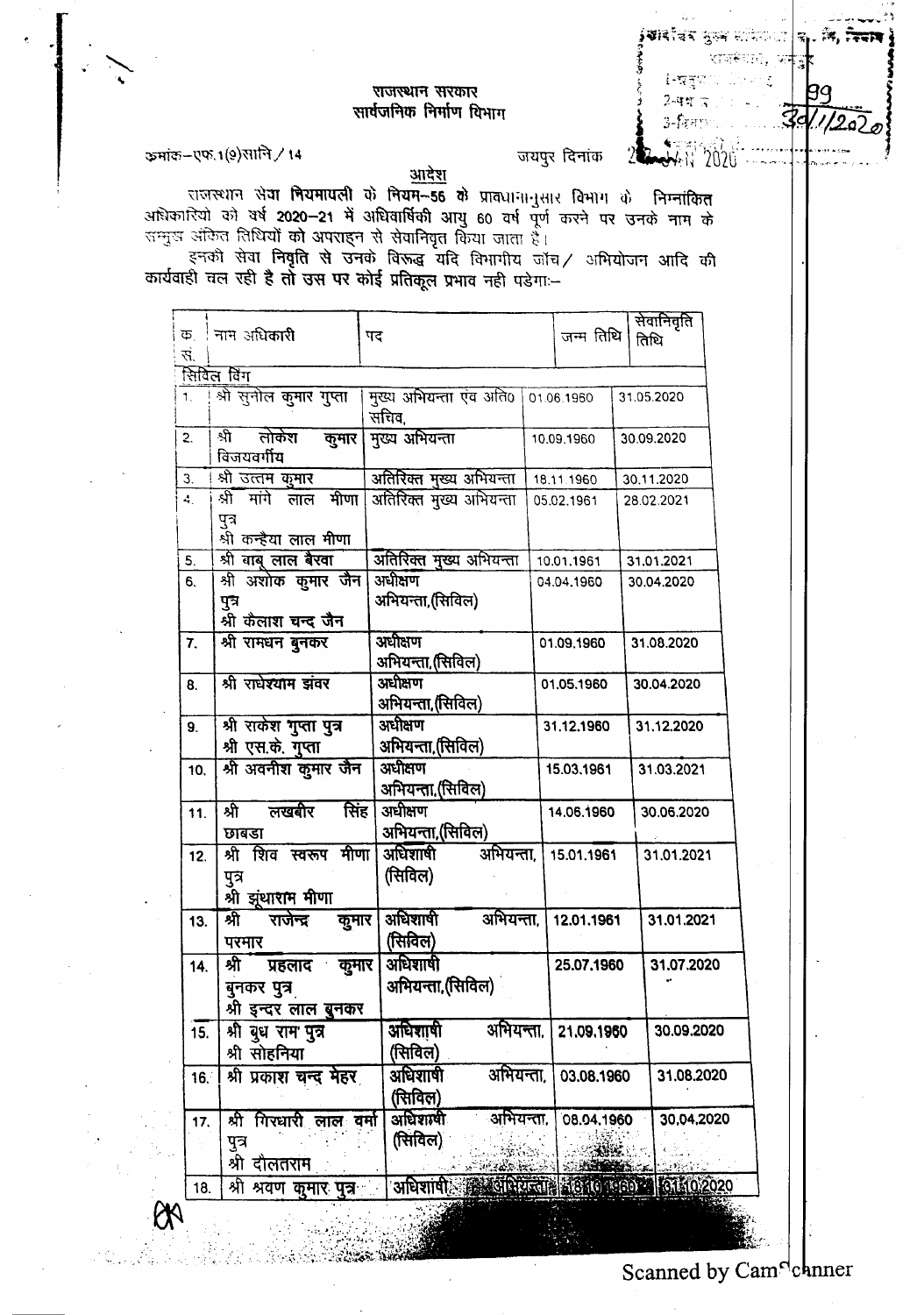राजस्थान सरकार
सार्वजनिक निर्माण विभाग

क्रमांक–एफ.1(9)सानि/14 जयपुर दिनांक 2 JAN 2020

## आदेश

राजस्थान सेवा नियमावली के नियम–56 के प्रावधानानुसार विभाग के निम्नांकित अधिकारियों को वर्ष 2020–21 में अधिवार्षिकी आयु 60 वर्ष पूर्ण करने पर उनके नाम के सम्मुख अंकित तिथियों को अपराह्न से सेवानिवृत किया जाता है।

इनकी सेवा निवृति से उनके विरूद्ध यदि विभागीय जॉच/ अभियोजन आदि की कार्यवाही चल रही है तो उस पर कोई प्रतिकूल प्रभाव नही पडेगाः–

| क्र. सं. | नाम अधिकारी | पद | जन्म तिथि | सेवानिवृति तिथि |
|---|---|---|---|---|
| सिविल विंग | | | | |
| 1. | श्री सुनील कुमार गुप्ता | मुख्य अभियन्ता एंव अति0 सचिव, | 01.06.1960 | 31.05.2020 |
| 2. | श्री लोकेश कुमार विजयवर्गीय | मुख्य अभियन्ता | 10.09.1960 | 30.09.2020 |
| 3. | श्री उत्तम कुमार | अतिरिक्त मुख्य अभियन्ता | 18.11.1960 | 30.11.2020 |
| 4. | श्री मांगे लाल मीणा पुत्र श्री कन्हैया लाल मीणा | अतिरिक्त मुख्य अभियन्ता | 05.02.1961 | 28.02.2021 |
| 5. | श्री बाबू लाल बैरवा | अतिरिक्त मुख्य अभियन्ता | 10.01.1961 | 31.01.2021 |
| 6. | श्री अशोक कुमार जैन पुत्र श्री कैलाश चन्द जैन | अधीक्षण अभियन्ता,(सिविल) | 04.04.1960 | 30.04.2020 |
| 7. | श्री रामधन बुनकर | अधीक्षण अभियन्ता,(सिविल) | 01.09.1960 | 31.08.2020 |
| 8. | श्री राधेश्याम झंवर | अधीक्षण अभियन्ता,(सिविल) | 01.05.1960 | 30.04.2020 |
| 9. | श्री राकेश गुप्ता पुत्र श्री एस.के. गुप्ता | अधीक्षण अभियन्ता,(सिविल) | 31.12.1960 | 31.12.2020 |
| 10. | श्री अवनीश कुमार जैन | अधीक्षण अभियन्ता,(सिविल) | 15.03.1961 | 31.03.2021 |
| 11. | श्री लखबीर सिंह छाबडा | अधीक्षण अभियन्ता,(सिविल) | 14.06.1960 | 30.06.2020 |
| 12. | श्री शिव स्वरूप मीणा पुत्र श्री झूंथाराम मीणा | अधिशाषी अभियन्ता, (सिविल) | 15.01.1961 | 31.01.2021 |
| 13. | श्री राजेन्द्र कुमार परमार | अधिशाषी अभियन्ता, (सिविल) | 12.01.1961 | 31.01.2021 |
| 14. | श्री प्रहलाद कुमार बुनकर पुत्र श्री इन्दर लाल बुनकर | अधिशाषी अभियन्ता,(सिविल) | 25.07.1960 | 31.07.2020 |
| 15. | श्री बुध राम पुत्र श्री सोहनिया | अधिशाषी अभियन्ता, (सिविल) | 21.09.1960 | 30.09.2020 |
| 16. | श्री प्रकाश चन्द मेहर | अधिशाषी अभियन्ता, (सिविल) | 03.08.1960 | 31.08.2020 |
| 17. | श्री गिरधारी लाल वर्मा पुत्र श्री दौलतराम | अधिशाषी अभियन्ता, (सिविल) | 08.04.1960 | 30.04.2020 |
| 18. | श्री श्रवण कुमार पुत्र | अधिशाषी अभियन्ता | 18.10.1960 | 31.10.2020 |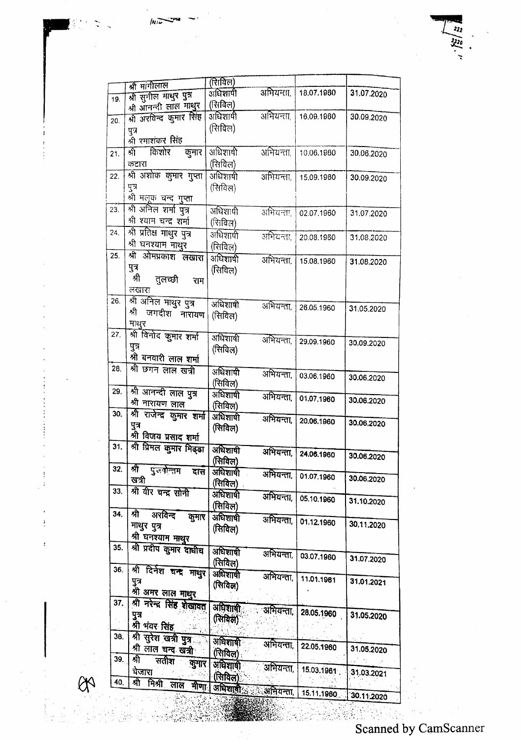| | श्री मांगीलाल | (सिविल) | | |
|---|---|---|---|---|
| 19. | श्री सुनील माथुर पुत्र श्री आनन्दी लाल माथुर | अधिशाषी अभियन्ता, (सिविल) | 18.07.1960 | 31.07.2020 |
| 20. | श्री अरविन्द कुमार सिंह पुत्र श्री रमाशंकर सिंह | अधिशाषी अभियन्ता, (सिविल) | 16.09.1960 | 30.09.2020 |
| 21. | श्री किशोर कुमार कटारा | अधिशाषी अभियन्ता, (सिविल) | 10.06.1960 | 30.06.2020 |
| 22. | श्री अशोक कुमार गुप्ता पुत्र श्री मलूक चन्द गुप्ता | अधिशाषी अभियन्ता, (सिविल) | 15.09.1960 | 30.09.2020 |
| 23. | श्री अनिल शर्मा पुत्र श्री श्याम चन्द शर्मा | अधिशाषी अभियन्ता, (सिविल) | 02.07.1960 | 31.07.2020 |
| 24. | श्री प्रतिक्ष माथुर पुत्र श्री घनश्याम माथुर | अधिशाषी अभियन्ता, (सिविल) | 20.08.1960 | 31.08.2020 |
| 25. | श्री ओमप्रकाश लखारा पुत्र श्री तुलच्छी राम लखारा | अधिशाषी अभियन्ता, (सिविल) | 15.08.1960 | 31.08.2020 |
| 26. | श्री अनिल माथुर पुत्र श्री जगदीश नारायण माथुर | अधिशाषी अभियन्ता, (सिविल) | 26.05.1960 | 31.05.2020 |
| 27. | श्री विनोद कुमार शर्मा पुत्र श्री बनवारी लाल शर्मा | अधिशाषी अभियन्ता, (सिविल) | 29.09.1960 | 30.09.2020 |
| 28. | श्री छगन लाल खत्री | अधिशाषी अभियन्ता, (सिविल) | 03.06.1960 | 30.06.2020 |
| 29. | श्री आनन्दी लाल पुत्र श्री नारायण लाल | अधिशाषी अभियन्ता, (सिविल) | 01.07.1960 | 30.06.2020 |
| 30. | श्री राजेन्द्र कुमार शर्मा पुत्र श्री विजय प्रसाद शर्मा | अधिशाषी अभियन्ता, (सिविल) | 20.06.1960 | 30.06.2020 |
| 31. | श्री प्रिमल कुमार मिढ्ढा | अधिशाषी अभियन्ता, (सिविल) | 24.06.1960 | 30.06.2020 |
| 32. | श्री पुरुषोत्तम दास खत्री | अधिशाषी अभियन्ता, (सिविल) | 01.07.1960 | 30.06.2020 |
| 33. | श्री वीर चन्द्र सोनी | अधिशाषी अभियन्ता, (सिविल) | 05.10.1960 | 31.10.2020 |
| 34. | श्री अरविन्द कुमार माथुर पुत्र श्री घनश्याम माथुर | अधिशाषी अभियन्ता, (सिविल) | 01.12.1960 | 30.11.2020 |
| 35. | श्री प्रदीप कुमार दाधीच | अधिशाषी अभियन्ता, (सिविल) | 03.07.1960 | 31.07.2020 |
| 36. | श्री दिनेश चन्द्र माथुर पुत्र श्री अमर लाल माथुर | अधिशाषी अभियन्ता, (सिविल) | 11.01.1961 | 31.01.2021 |
| 37. | श्री नरेन्द्र सिंह शेखावत पुत्र श्री भंवर सिंह | अधिशाषी अभियन्ता, (सिविल) | 28.05.1960 | 31.05.2020 |
| 38. | श्री सुरेश खत्री पुत्र श्री लाल चन्द खत्री | अधिशाषी अभियन्ता, (सिविल) | 22.05.1960 | 31.05.2020 |
| 39. | श्री सतीश कुमार चेजारा | अधिशाषी अभियन्ता, (सिविल) | 15.03.1961 | 31.03.2021 |
| 40. | श्री मिश्री लाल मीणा | अधिशाषी अभियन्ता, | 15.11.1960 | 30.11.2020 |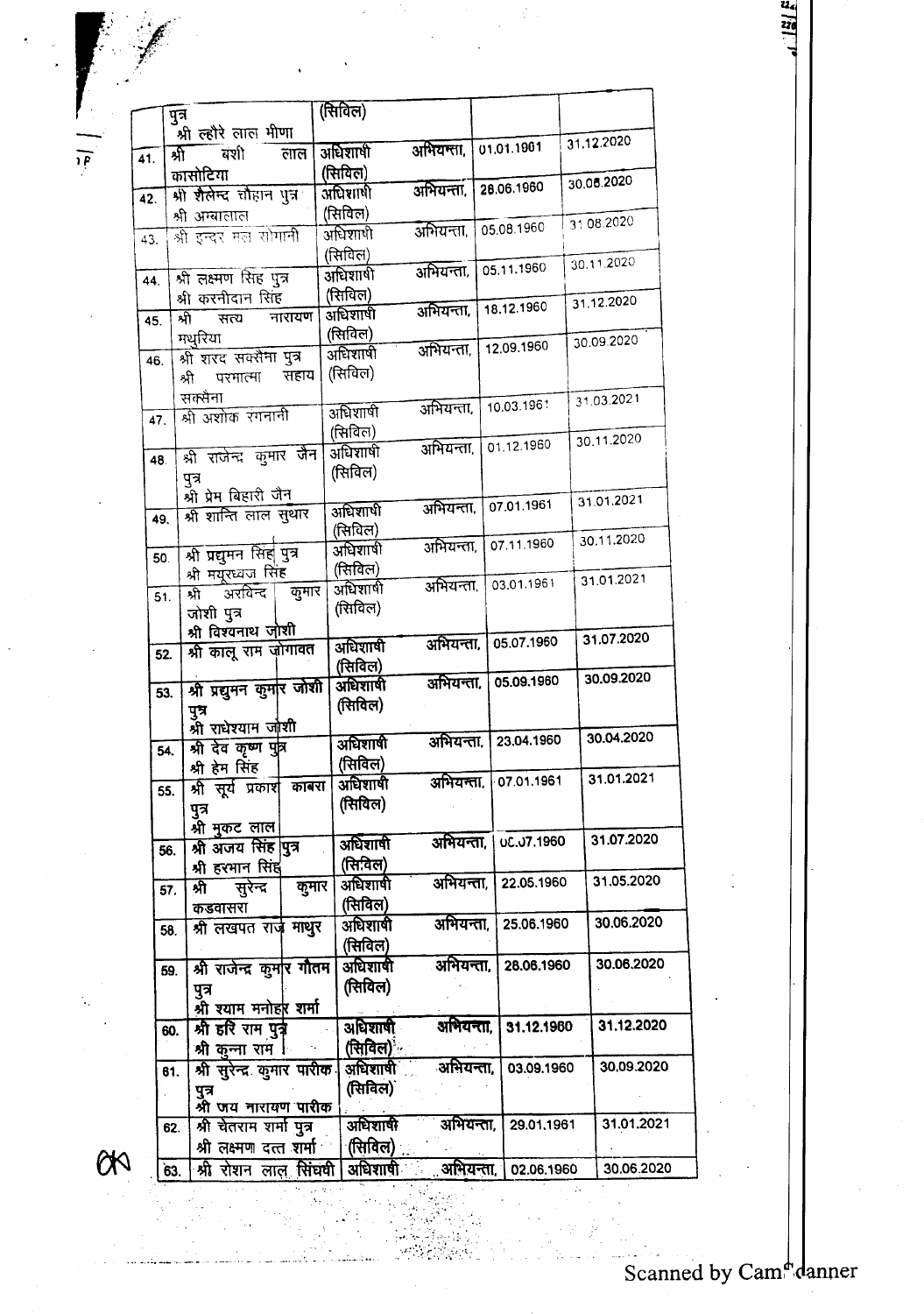| | | | | |
|---|---|---|---|---|
| | पुत्र<br>श्री ल्हौरे लाल मीणा | (सिविल) | | |
| 41. | श्री बंशी लाल कासोटिया | अधिशाषी अभियन्ता, (सिविल) | 01.01.1961 | 31.12.2020 |
| 42. | श्री शैलेन्द्र चौहान पुत्र श्री अम्बालाल | अधिशाषी अभियन्ता, (सिविल) | 28.06.1960 | 30.06.2020 |
| 43. | श्री इन्दर मल सोगानी | अधिशाषी अभियन्ता, (सिविल) | 05.08.1960 | 31.08.2020 |
| 44. | श्री लक्ष्मण सिंह पुत्र श्री करनीदान सिंह | अधिशाषी अभियन्ता, (सिविल) | 05.11.1960 | 30.11.2020 |
| 45. | श्री सत्य नारायण मथुरिया | अधिशाषी अभियन्ता, (सिविल) | 18.12.1960 | 31.12.2020 |
| 46. | श्री शरद सक्सैना पुत्र श्री परमात्मा सहाय सक्सैना | अधिशाषी अभियन्ता, (सिविल) | 12.09.1960 | 30.09.2020 |
| 47. | श्री अशोक रंगनानी | अधिशाषी अभियन्ता, (सिविल) | 10.03.1961 | 31.03.2021 |
| 48. | श्री राजेन्द्र कुमार जैन पुत्र श्री प्रेम बिहारी जैन | अधिशाषी अभियन्ता, (सिविल) | 01.12.1960 | 30.11.2020 |
| 49. | श्री शान्ति लाल सुथार | अधिशाषी अभियन्ता, (सिविल) | 07.01.1961 | 31.01.2021 |
| 50. | श्री प्रद्युमन सिंह पुत्र श्री मयूरध्वज सिंह | अधिशाषी अभियन्ता, (सिविल) | 07.11.1960 | 30.11.2020 |
| 51. | श्री अरविन्द कुमार जोशी पुत्र श्री विश्वनाथ जोशी | अधिशाषी अभियन्ता, (सिविल) | 03.01.1961 | 31.01.2021 |
| 52. | श्री कालू राम जोगावत | अधिशाषी अभियन्ता, (सिविल) | 05.07.1960 | 31.07.2020 |
| 53. | श्री प्रद्युमन कुमार जोशी पुत्र श्री राधेश्याम जोशी | अधिशाषी अभियन्ता, (सिविल) | 05.09.1960 | 30.09.2020 |
| 54. | श्री देव कृष्ण पुत्र श्री हेम सिंह | अधिशाषी अभियन्ता, (सिविल) | 23.04.1960 | 30.04.2020 |
| 55. | श्री सूर्य प्रकाश काबरा पुत्र श्री मुकट लाल | अधिशाषी अभियन्ता, (सिविल) | 07.01.1961 | 31.01.2021 |
| 56. | श्री अजय सिंह पुत्र श्री हरभान सिंह | अधिशाषी अभियन्ता, (सिविल) | 06.07.1960 | 31.07.2020 |
| 57. | श्री सुरेन्द्र कुमार कडवासरा | अधिशाषी अभियन्ता, (सिविल) | 22.05.1960 | 31.05.2020 |
| 58. | श्री लखपत राज माथुर | अधिशाषी अभियन्ता, (सिविल) | 25.06.1960 | 30.06.2020 |
| 59. | श्री राजेन्द्र कुमार गौतम पुत्र श्री श्याम मनोहर शर्मा | अधिशाषी अभियन्ता, (सिविल) | 28.06.1960 | 30.06.2020 |
| 60. | श्री हरि राम पुत्र श्री कुन्ना राम | अधिशाषी अभियन्ता, (सिविल) | 31.12.1960 | 31.12.2020 |
| 61. | श्री सुरेन्द्र कुमार पारीक पुत्र श्री जय नारायण पारीक | अधिशाषी अभियन्ता, (सिविल) | 03.09.1960 | 30.09.2020 |
| 62. | श्री चेतराम शर्मा पुत्र श्री लक्ष्मण दत्त शर्मा | अधिशाषी अभियन्ता, (सिविल) | 29.01.1961 | 31.01.2021 |
| 63. | श्री रोशन लाल सिंघवी | अधिशाषी अभियन्ता, | 02.06.1960 | 30.06.2020 |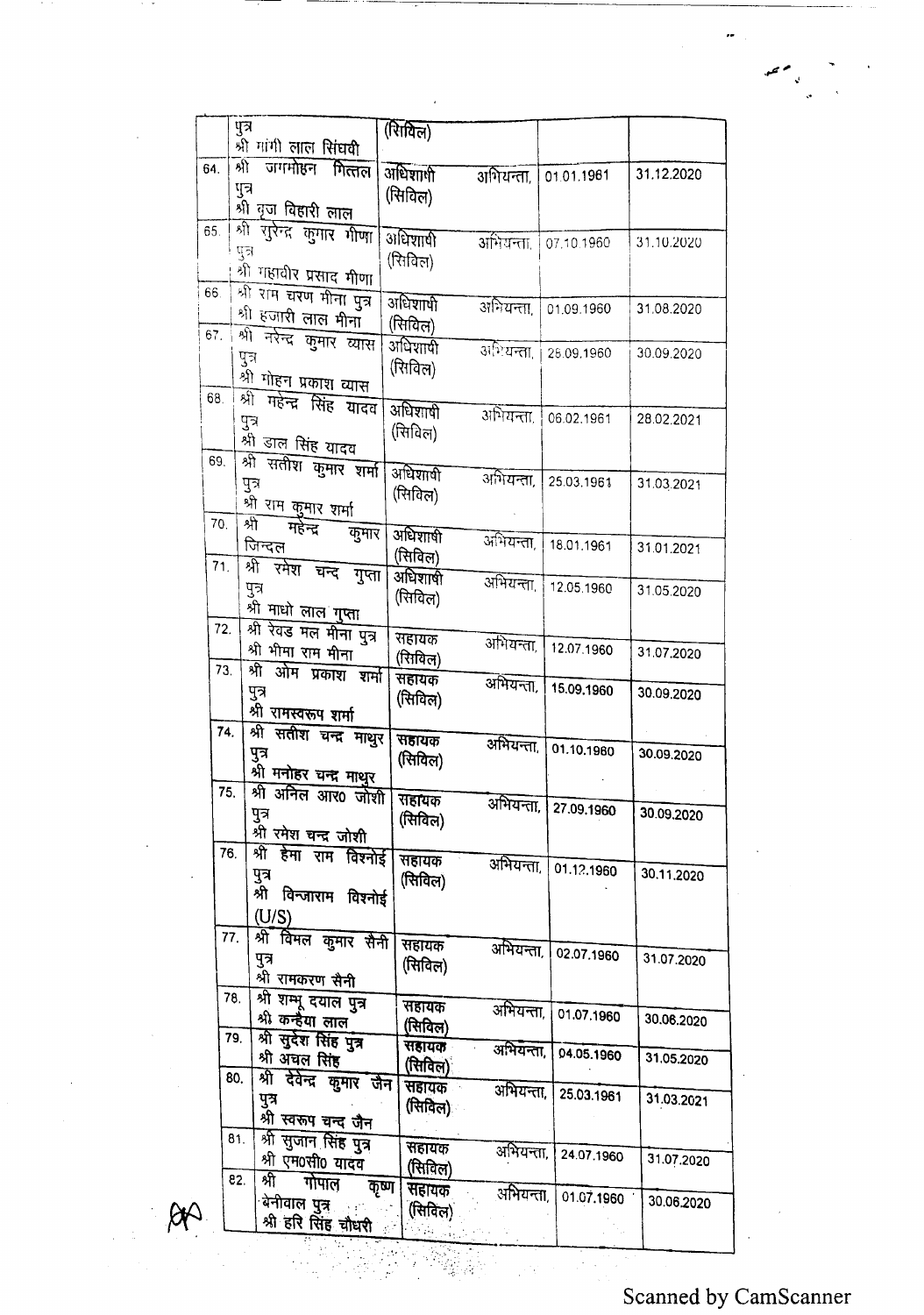|  |  |  |  |  |
|---|---|---|---|---|
|  | पुत्र<br>श्री मांगी लाल सिंघवी | (सिविल) |  |  |
| 64. | श्री जगमोहन मित्तल पुत्र<br>श्री बृज बिहारी लाल | अधिशाषी अभियन्ता, (सिविल) | 01.01.1961 | 31.12.2020 |
| 65. | श्री सुरेन्द्र कुमार मीणा पुत्र<br>श्री महावीर प्रसाद मीणा | अधिशाषी अभियन्ता, (सिविल) | 07.10.1960 | 31.10.2020 |
| 66. | श्री राम चरण मीना पुत्र<br>श्री हजारी लाल मीना | अधिशाषी अभियन्ता, (सिविल) | 01.09.1960 | 31.08.2020 |
| 67. | श्री नरेन्द्र कुमार व्यास पुत्र<br>श्री मोहन प्रकाश व्यास | अधिशाषी अभियन्ता, (सिविल) | 25.09.1960 | 30.09.2020 |
| 68. | श्री महेन्द्र सिंह यादव पुत्र<br>श्री डाल सिंह यादव | अधिशाषी अभियन्ता, (सिविल) | 06.02.1961 | 28.02.2021 |
| 69. | श्री सतीश कुमार शर्मा पुत्र<br>श्री राम कुमार शर्मा | अधिशाषी अभियन्ता, (सिविल) | 25.03.1961 | 31.03.2021 |
| 70. | श्री महेन्द्र कुमार जिन्दल | अधिशाषी अभियन्ता, (सिविल) | 18.01.1961 | 31.01.2021 |
| 71. | श्री रमेश चन्द गुप्ता पुत्र<br>श्री माधो लाल गुप्ता | अधिशाषी अभियन्ता, (सिविल) | 12.05.1960 | 31.05.2020 |
| 72. | श्री रेवड मल मीना पुत्र<br>श्री भीमा राम मीना | सहायक अभियन्ता, (सिविल) | 12.07.1960 | 31.07.2020 |
| 73. | श्री ओम प्रकाश शर्मा पुत्र<br>श्री रामस्वरूप शर्मा | सहायक अभियन्ता, (सिविल) | 15.09.1960 | 30.09.2020 |
| 74. | श्री सतीश चन्द्र माथुर पुत्र<br>श्री मनोहर चन्द्र माथुर | सहायक अभियन्ता, (सिविल) | 01.10.1960 | 30.09.2020 |
| 75. | श्री अनिल आर० जोशी पुत्र<br>श्री रमेश चन्द्र जोशी | सहायक अभियन्ता, (सिविल) | 27.09.1960 | 30.09.2020 |
| 76. | श्री हेमा राम विश्नोई पुत्र<br>श्री विन्जाराम विश्नोई (U/S) | सहायक अभियन्ता, (सिविल) | 01.12.1960 | 30.11.2020 |
| 77. | श्री विमल कुमार सैनी पुत्र<br>श्री रामकरण सैनी | सहायक अभियन्ता, (सिविल) | 02.07.1960 | 31.07.2020 |
| 78. | श्री शम्भू दयाल पुत्र<br>श्री कन्हैया लाल | सहायक अभियन्ता, (सिविल) | 01.07.1960 | 30.06.2020 |
| 79. | श्री सुदेश सिंह पुत्र<br>श्री अचल सिंह | सहायक अभियन्ता, (सिविल) | 04.05.1960 | 31.05.2020 |
| 80. | श्री देवेन्द्र कुमार जैन पुत्र<br>श्री स्वरूप चन्द जैन | सहायक अभियन्ता, (सिविल) | 25.03.1961 | 31.03.2021 |
| 81. | श्री सुजान सिंह पुत्र<br>श्री एम०सी० यादव | सहायक अभियन्ता, (सिविल) | 24.07.1960 | 31.07.2020 |
| 82. | श्री गोपाल कृष्ण बेनीवाल पुत्र<br>श्री हरि सिंह चौधरी | सहायक अभियन्ता, (सिविल) | 01.07.1960 | 30.06.2020 |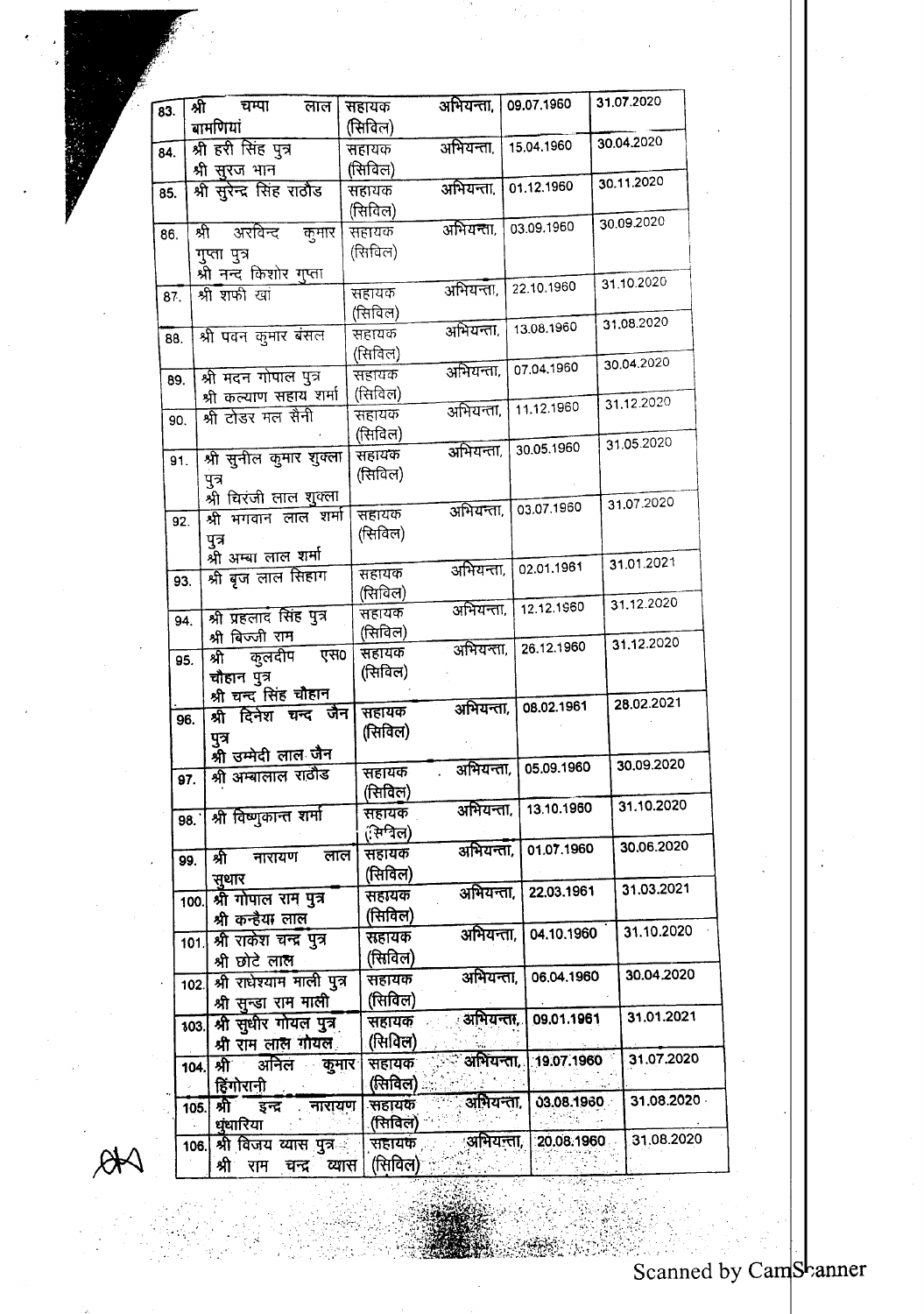| | | | | |
|---|---|---|---|---|
| 83. | श्री चम्पा लाल बामणियां | सहायक अभियन्ता, (सिविल) | 09.07.1960 | 31.07.2020 |
| 84. | श्री हरी सिंह पुत्र श्री सुरज भान | सहायक अभियन्ता, (सिविल) | 15.04.1960 | 30.04.2020 |
| 85. | श्री सुरेन्द्र सिंह राठौड | सहायक अभियन्ता, (सिविल) | 01.12.1960 | 30.11.2020 |
| 86. | श्री अरविन्द कुमार गुप्ता पुत्र श्री नन्द किशोर गुप्ता | सहायक अभियन्ता, (सिविल) | 03.09.1960 | 30.09.2020 |
| 87. | श्री शफी खां | सहायक अभियन्ता, (सिविल) | 22.10.1960 | 31.10.2020 |
| 88. | श्री पवन कुमार बंसल | सहायक अभियन्ता, (सिविल) | 13.08.1960 | 31.08.2020 |
| 89. | श्री मदन गोपाल पुत्र श्री कल्याण सहाय शर्मा | सहायक अभियन्ता, (सिविल) | 07.04.1960 | 30.04.2020 |
| 90. | श्री टोडर मल सैनी | सहायक अभियन्ता, (सिविल) | 11.12.1960 | 31.12.2020 |
| 91. | श्री सुनील कुमार शुक्ला पुत्र श्री चिरंजी लाल शुक्ला | सहायक अभियन्ता, (सिविल) | 30.05.1960 | 31.05.2020 |
| 92. | श्री भगवान लाल शर्मा पुत्र श्री अम्बा लाल शर्मा | सहायक अभियन्ता, (सिविल) | 03.07.1960 | 31.07.2020 |
| 93. | श्री बृज लाल सिहाग | सहायक अभियन्ता, (सिविल) | 02.01.1961 | 31.01.2021 |
| 94. | श्री प्रहलाद सिंह पुत्र श्री बिज्जी राम | सहायक अभियन्ता, (सिविल) | 12.12.1960 | 31.12.2020 |
| 95. | श्री कुलदीप एस० चौहान पुत्र श्री चन्द सिंह चौहान | सहायक अभियन्ता, (सिविल) | 26.12.1960 | 31.12.2020 |
| 96. | श्री दिनेश चन्द जैन पुत्र श्री उम्मेदी लाल जैन | सहायक अभियन्ता, (सिविल) | 08.02.1961 | 28.02.2021 |
| 97. | श्री अम्बालाल राठौड | सहायक अभियन्ता, (सिविल) | 05.09.1960 | 30.09.2020 |
| 98. | श्री विष्णुकान्त शर्मा | सहायक अभियन्ता, (सिविल) | 13.10.1960 | 31.10.2020 |
| 99. | श्री नारायण लाल सुथार | सहायक अभियन्ता, (सिविल) | 01.07.1960 | 30.06.2020 |
| 100. | श्री गोपाल राम पुत्र श्री कन्हैया लाल | सहायक अभियन्ता, (सिविल) | 22.03.1961 | 31.03.2021 |
| 101. | श्री राकेश चन्द्र पुत्र श्री छोटे लाल | सहायक अभियन्ता, (सिविल) | 04.10.1960 | 31.10.2020 |
| 102. | श्री राधेश्याम माली पुत्र श्री सुन्डा राम माली | सहायक अभियन्ता, (सिविल) | 06.04.1960 | 30.04.2020 |
| 103. | श्री सुधीर गोयल पुत्र श्री राम लाल गोयल | सहायक अभियन्ता, (सिविल) | 09.01.1961 | 31.01.2021 |
| 104. | श्री अनिल कुमार हिंगोरानी | सहायक अभियन्ता, (सिविल) | 19.07.1960 | 31.07.2020 |
| 105. | श्री इन्द्र नारायण धूंधारिया | सहायक अभियन्ता, (सिविल) | 03.08.1960 | 31.08.2020 |
| 106. | श्री विजय व्यास पुत्र श्री राम चन्द्र व्यास | सहायक अभियन्ता, (सिविल) | 20.08.1960 | 31.08.2020 |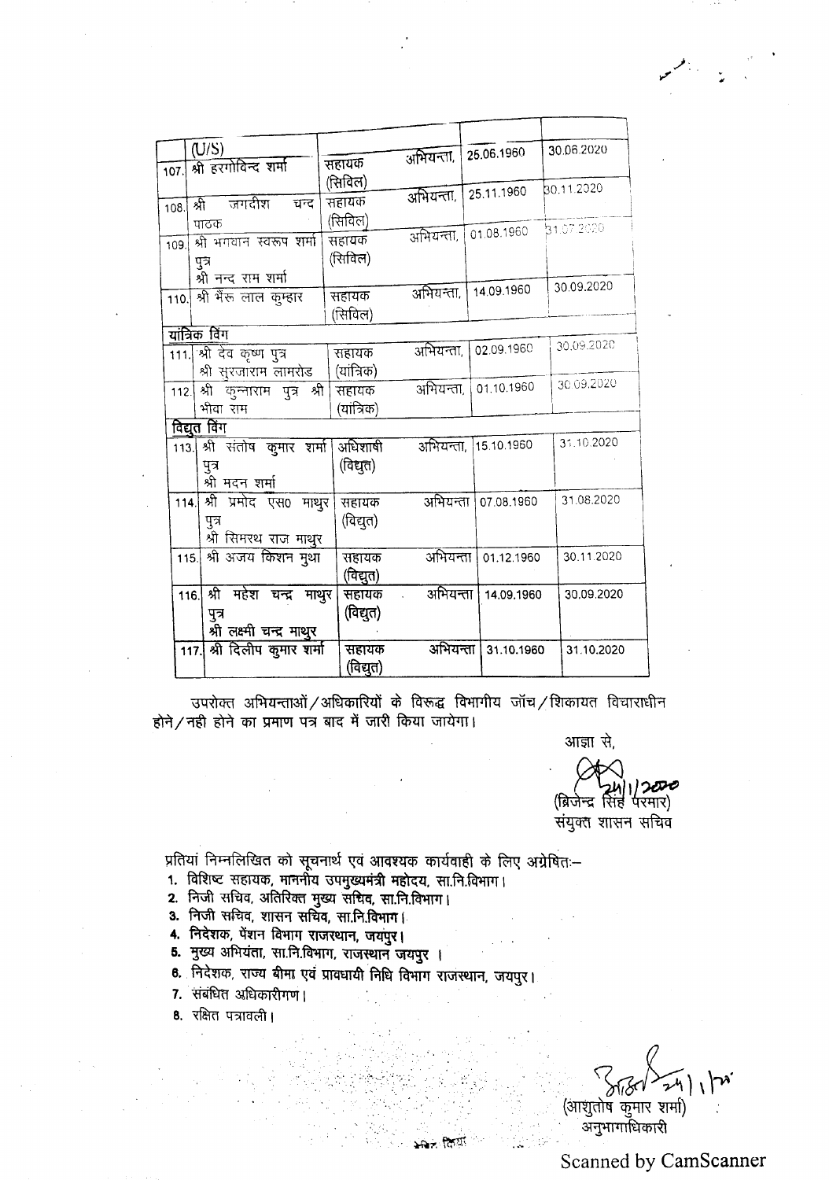| | (U/S) | | | |
|---|---|---|---|---|
| 107. | श्री हरगोविन्द शर्मा | सहायक अभियन्ता, (सिविल) | 25.06.1960 | 30.06.2020 |
| 108. | श्री जगदीश चन्द पाठक | सहायक अभियन्ता, (सिविल) | 25.11.1960 | 30.11.2020 |
| 109. | श्री भगवान स्वरूप शर्मा पुत्र श्री नन्द राम शर्मा | सहायक अभियन्ता, (सिविल) | 01.08.1960 | 31.07.2020 |
| 110. | श्री भैरू लाल कुम्हार | सहायक अभियन्ता, (सिविल) | 14.09.1960 | 30.09.2020 |
| | **यांत्रिक विंग** | | | |
| 111. | श्री देव कृष्ण पुत्र श्री सुरजाराम लामरोड | सहायक अभियन्ता, (यांत्रिक) | 02.09.1960 | 30.09.2020 |
| 112. | श्री कुन्नाराम पुत्र श्री भीवा राम | सहायक अभियन्ता, (यांत्रिक) | 01.10.1960 | 30.09.2020 |
| | **विद्युत विंग** | | | |
| 113. | श्री संतोष कुमार शर्मा पुत्र श्री मदन शर्मा | अधिशाषी अभियन्ता, (विद्युत) | 15.10.1960 | 31.10.2020 |
| 114. | श्री प्रमोद एस0 माथुर पुत्र श्री सिमरथ राज माथुर | सहायक अभियन्ता (विद्युत) | 07.08.1960 | 31.08.2020 |
| 115. | श्री अजय किशन मुथा | सहायक अभियन्ता (विद्युत) | 01.12.1960 | 30.11.2020 |
| 116. | श्री महेश चन्द्र माथुर पुत्र श्री लक्ष्मी चन्द्र माथुर | सहायक अभियन्ता (विद्युत) | 14.09.1960 | 30.09.2020 |
| 117. | श्री दिलीप कुमार शर्मा | सहायक अभियन्ता (विद्युत) | 31.10.1960 | 31.10.2020 |

उपरोक्त अभियन्ताओं/अधिकारियों के विरूद्ध विभागीय जॉच/शिकायत विचाराधीन होने/नही होने का प्रमाण पत्र बाद में जारी किया जायेगा।

आज्ञा से,

24/1/2020

(ब्रिजेन्द्र सिंह परमार)
संयुक्त शासन सचिव

प्रतियां निम्नलिखित को सूचनार्थ एवं आवश्यक कार्यवाही के लिए अग्रेषित:–

1. विशिष्ट सहायक, माननीय उपमुख्यमंत्री महोदय, सा.नि.विभाग।
2. निजी सचिव, अतिरिक्त मुख्य सचिव, सा.नि.विभाग।
3. निजी सचिव, शासन सचिव, सा.नि.विभाग।
4. निदेशक, पेंशन विभाग राजस्थान, जयपुर।
5. मुख्य अभियंता, सा.नि.विभाग, राजस्थान जयपुर ।
6. निदेशक, राज्य बीमा एवं प्रावधायी निधि विभाग राजस्थान, जयपुर।
7. संबंधित अधिकारीगण।
8. रक्षित पत्रावली।

24/1/20

(आशुतोष कुमार शर्मा)
अनुभागाधिकारी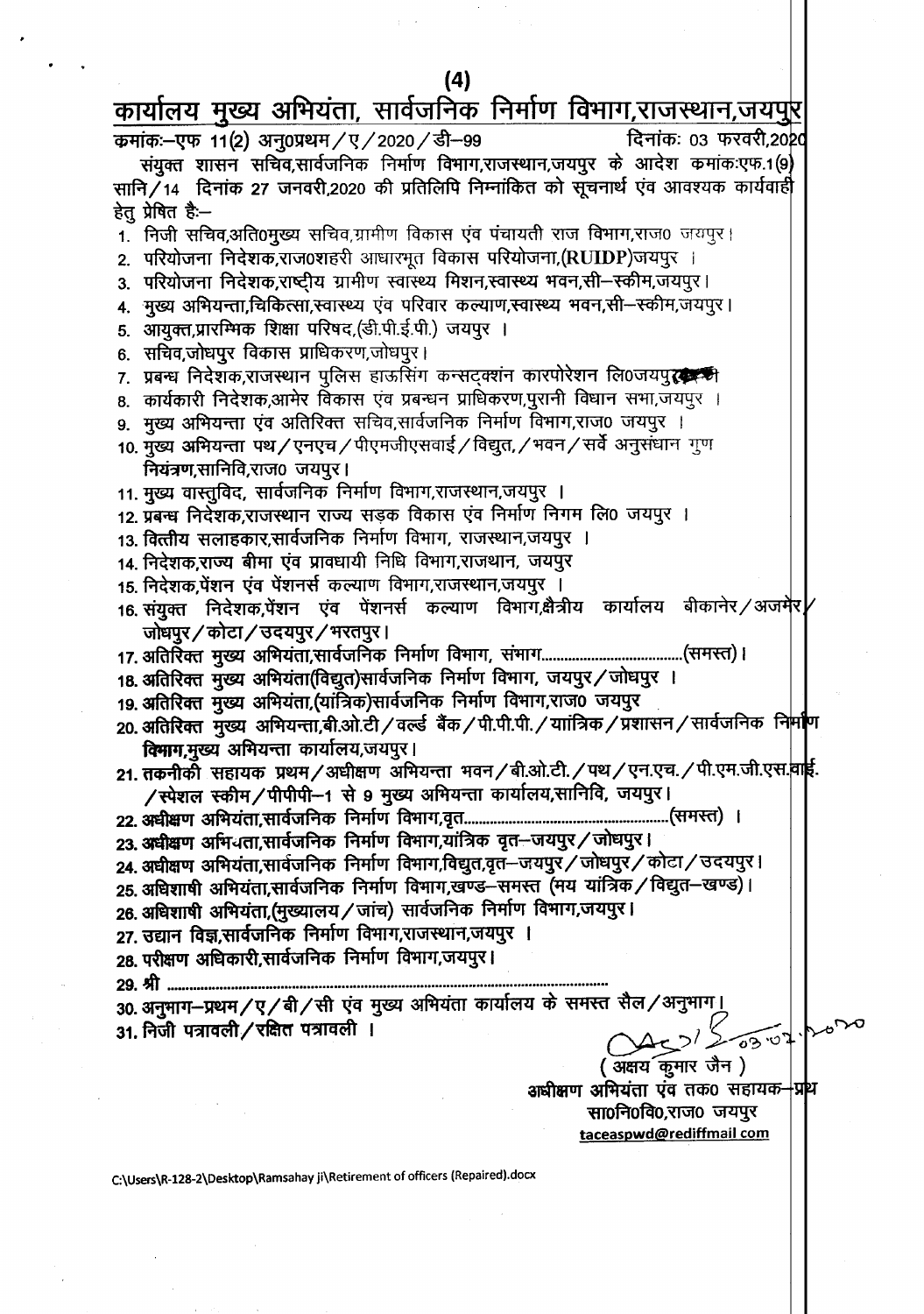(4)

# कार्यालय मुख्य अभियंता, सार्वजनिक निर्माण विभाग,राजस्थान,जयपुर

कमांकः–एफ 11(2) अनु0प्रथम/ए/2020/डी–99 दिनांकः 03 फरवरी,2020

संयुक्त शासन सचिव,सार्वजनिक निर्माण विभाग,राजस्थान,जयपुर के आदेश कमांकःएफ.1(9) सानि/14 दिनांक 27 जनवरी,2020 की प्रतिलिपि निम्नांकित को सूचनार्थ एंव आवश्यक कार्यवाही हेतु प्रेषित है:–

1. निजी सचिव,अति0मुख्य सचिव,ग्रामीण विकास एंव पंचायती राज विभाग,राज0 जयपुर।
2. परियोजना निदेशक,राज0शहरी आधारभूत विकास परियोजना,(RUIDP)जयपुर ।
3. परियोजना निदेशक,राष्ट्रीय ग्रामीण स्वास्थ्य मिशन,स्वास्थ्य भवन,सी–स्कीम,जयपुर।
4. मुख्य अभियन्ता,चिकित्सा,स्वास्थ्य एंव परिवार कल्याण,स्वास्थ्य भवन,सी–स्कीम,जयपुर।
5. आयुक्त,प्रारम्भिक शिक्षा परिषद,(डी.पी.ई.पी.) जयपुर ।
6. सचिव,जोधपुर विकास प्राधिकरण,जोधपुर।
7. प्रबन्ध निदेशक,राजस्थान पुलिस हाऊसिंग कन्सट्क्शंन कारपोरेशन लि0जयपुर।
8. कार्यकारी निदेशक,आमेर विकास एंव प्रबन्धन प्राधिकरण,पुरानी विधान सभा,जयपुर ।
9. मुख्य अभियन्ता एंव अतिरिक्त सचिव,सार्वजनिक निर्माण विभाग,राज0 जयपुर ।
10. मुख्य अभियन्ता पथ/एनएच/पीएमजीएसवाई/विद्युत,/भवन/सर्वे अनुसंधान गुण नियंत्रण,सानिवि,राज0 जयपुर।
11. मुख्य वास्तुविद, सार्वजनिक निर्माण विभाग,राजस्थान,जयपुर ।
12. प्रबन्ध निदेशक,राजस्थान राज्य सड़क विकास एंव निर्माण निगम लि0 जयपुर ।
13. वित्तीय सलाहकार,सार्वजनिक निर्माण विभाग, राजस्थान,जयपुर ।
14. निदेशक,राज्य बीमा एंव प्रावधायी निधि विभाग,राजथान, जयपुर
15. निदेशक,पेंशन एंव पेंशनर्स कल्याण विभाग,राजस्थान,जयपुर ।
16. संयुक्त निदेशक,पेंशन एंव पेंशनर्स कल्याण विभाग,क्षैत्रीय कार्यालय बीकानेर/अजमेर/जोधपुर/कोटा/उदयपुर/भरतपुर।
17. अतिरिक्त मुख्य अभियंता,सार्वजनिक निर्माण विभाग, संभाग.....................................(समस्त)।
18. अतिरिक्त मुख्य अभियंता(विद्युत)सार्वजनिक निर्माण विभाग, जयपुर/जोधपुर ।
19. अतिरिक्त मुख्य अभियंता,(यांत्रिक)सार्वजनिक निर्माण विभाग,राज0 जयपुर
20. अतिरिक्त मुख्य अभियन्ता,बी.ओ.टी/वर्ल्ड बैंक/पी.पी.पी./यांत्रिक/प्रशासन/सार्वजनिक निर्माण विभाग,मुख्य अभियन्ता कार्यालय,जयपुर।
21. तकनीकी सहायक प्रथम/अधीक्षण अभियन्ता भवन/बी.ओ.टी./पथ/एन.एच./पी.एम.जी.एस.वाई./स्पेशल स्कीम/पीपीपी–1 से 9 मुख्य अभियन्ता कार्यालय,सानिवि, जयपुर।
22. अधीक्षण अभियंता,सार्वजनिक निर्माण विभाग,वृत......................................................(समस्त) ।
23. अधीक्षण अभियंता,सार्वजनिक निर्माण विभाग,यांत्रिक वृत–जयपुर/जोधपुर।
24. अधीक्षण अभियंता,सार्वजनिक निर्माण विभाग,विद्युत,वृत–जयपुर/जोधपुर/कोटा/उदयपुर।
25. अधिशाषी अभियंता,सार्वजनिक निर्माण विभाग,खण्ड–समस्त (मय यांत्रिक/विद्युत–खण्ड)।
26. अधिशाषी अभियंता,(मुख्यालय/जांच) सार्वजनिक निर्माण विभाग,जयपुर।
27. उद्यान विज्ञ,सार्वजनिक निर्माण विभाग,राजस्थान,जयपुर ।
28. परीक्षण अधिकारी,सार्वजनिक निर्माण विभाग,जयपुर।
29. श्री ..........................................................................................
30. अनुभाग–प्रथम/ए/बी/सी एंव मुख्य अभियंता कार्यालय के समस्त सैल/अनुभाग।
31. निजी पत्रावली/रक्षित पत्रावली ।

03.02.2020

(अक्षय कुमार जैन)
अधीक्षण अभियंता एंव तक0 सहायक–प्रथ
सा0नि0वि0,राज0 जयपुर
taceaspwd@rediffmail.com

C:\Users\R-128-2\Desktop\Ramsahay ji\Retirement of officers (Repaired).docx